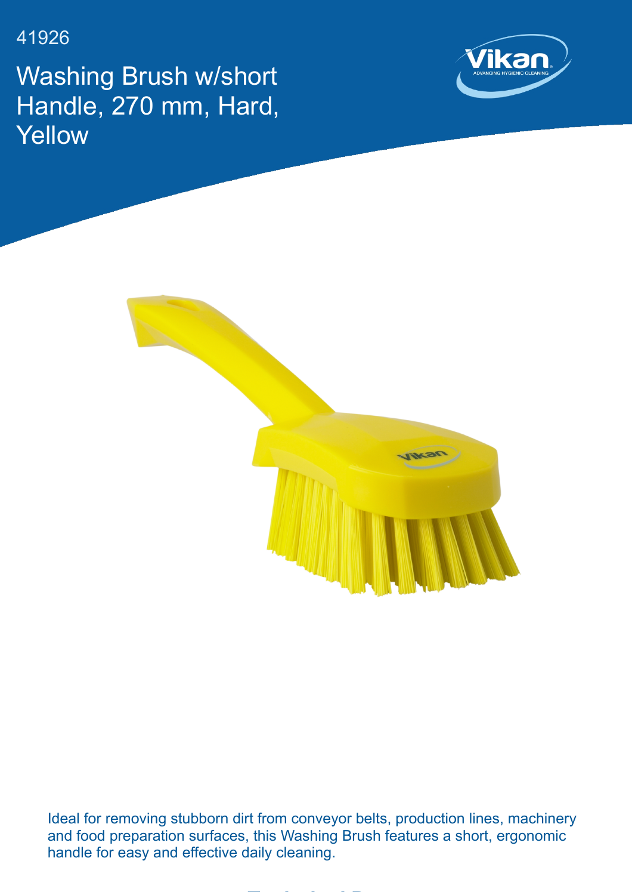41926

# Washing Brush w/short Handle, 270 mm, Hard, Yellow

Ideal for removing stubborn dirt from conveyor belts, production lines, machinery and food preparation surfaces, this Washing Brush features a short, ergonomic handle for easy and effective daily cleaning.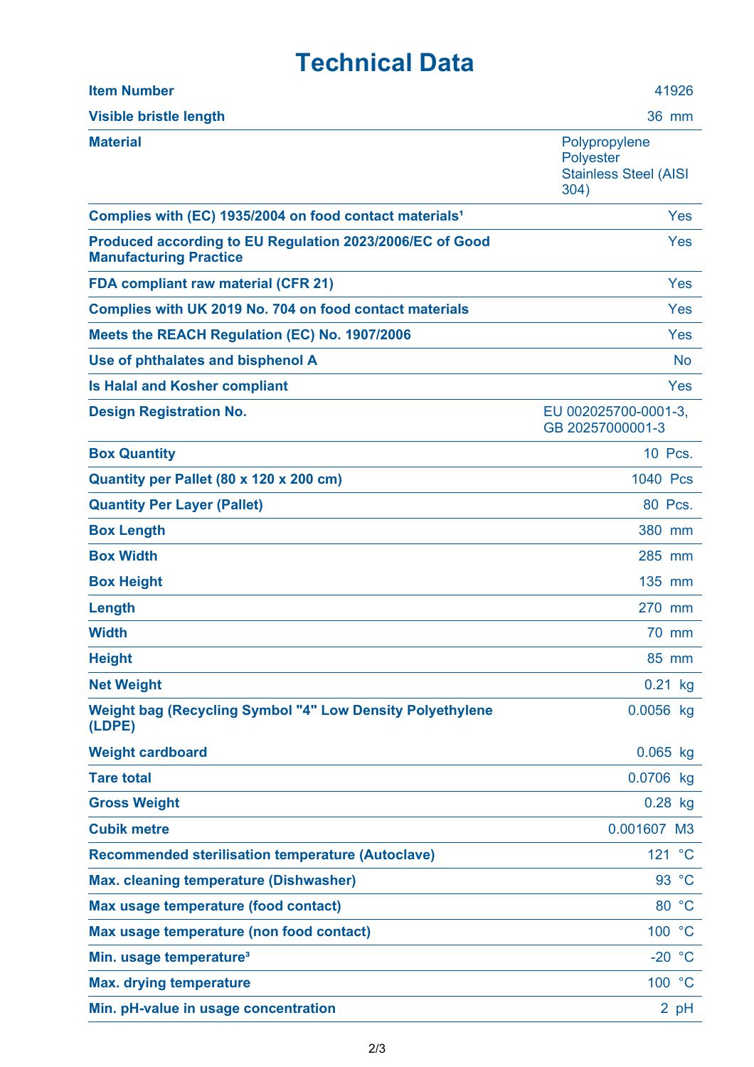# Technical Data

| | |
|---|---|
| **Item Number** | 41926 |
| **Visible bristle length** | 36 mm |
| **Material** | Polypropylene<br>Polyester<br>Stainless Steel (AISI 304) |
| **Complies with (EC) 1935/2004 on food contact materials[1]** | Yes |
| **Produced according to EU Regulation 2023/2006/EC of Good Manufacturing Practice** | Yes |
| **FDA compliant raw material (CFR 21)** | Yes |
| **Complies with UK 2019 No. 704 on food contact materials** | Yes |
| **Meets the REACH Regulation (EC) No. 1907/2006** | Yes |
| **Use of phthalates and bisphenol A** | No |
| **Is Halal and Kosher compliant** | Yes |
| **Design Registration No.** | EU 002025700-0001-3, GB 20257000001-3 |
| **Box Quantity** | 10 Pcs. |
| **Quantity per Pallet (80 x 120 x 200 cm)** | 1040 Pcs |
| **Quantity Per Layer (Pallet)** | 80 Pcs. |
| **Box Length** | 380 mm |
| **Box Width** | 285 mm |
| **Box Height** | 135 mm |
| **Length** | 270 mm |
| **Width** | 70 mm |
| **Height** | 85 mm |
| **Net Weight** | 0.21 kg |
| **Weight bag (Recycling Symbol "4" Low Density Polyethylene (LDPE)** | 0.0056 kg |
| **Weight cardboard** | 0.065 kg |
| **Tare total** | 0.0706 kg |
| **Gross Weight** | 0.28 kg |
| **Cubik metre** | 0.001607 M3 |
| **Recommended sterilisation temperature (Autoclave)** | 121 °C |
| **Max. cleaning temperature (Dishwasher)** | 93 °C |
| **Max usage temperature (food contact)** | 80 °C |
| **Max usage temperature (non food contact)** | 100 °C |
| **Min. usage temperature[3]** | -20 °C |
| **Max. drying temperature** | 100 °C |
| **Min. pH-value in usage concentration** | 2 pH |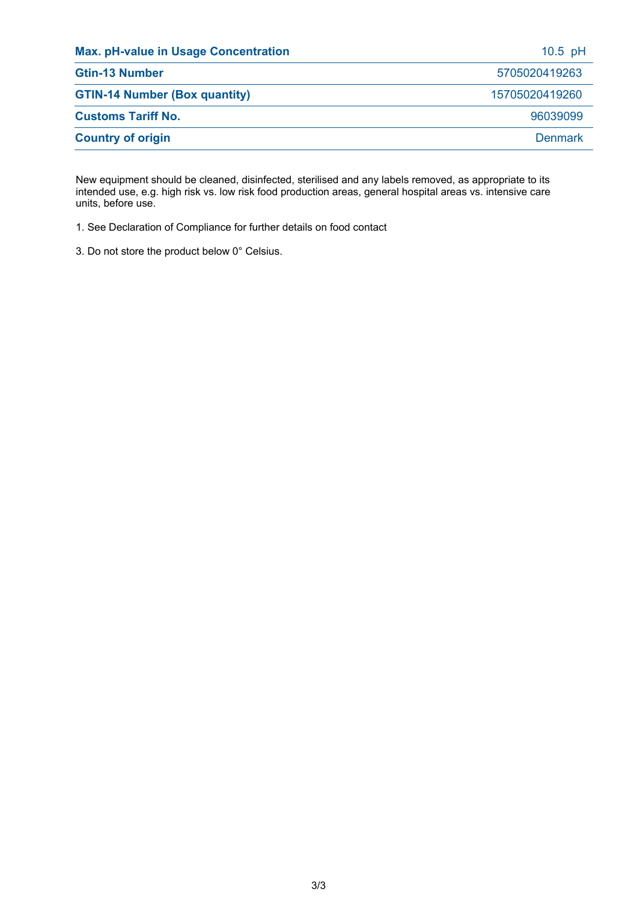| | |
|---|---|
| **Max. pH-value in Usage Concentration** | 10.5 pH |
| **Gtin-13 Number** | 5705020419263 |
| **GTIN-14 Number (Box quantity)** | 15705020419260 |
| **Customs Tariff No.** | 96039099 |
| **Country of origin** | Denmark |

New equipment should be cleaned, disinfected, sterilised and any labels removed, as appropriate to its intended use, e.g. high risk vs. low risk food production areas, general hospital areas vs. intensive care units, before use.

1. See Declaration of Compliance for further details on food contact

3. Do not store the product below 0° Celsius.